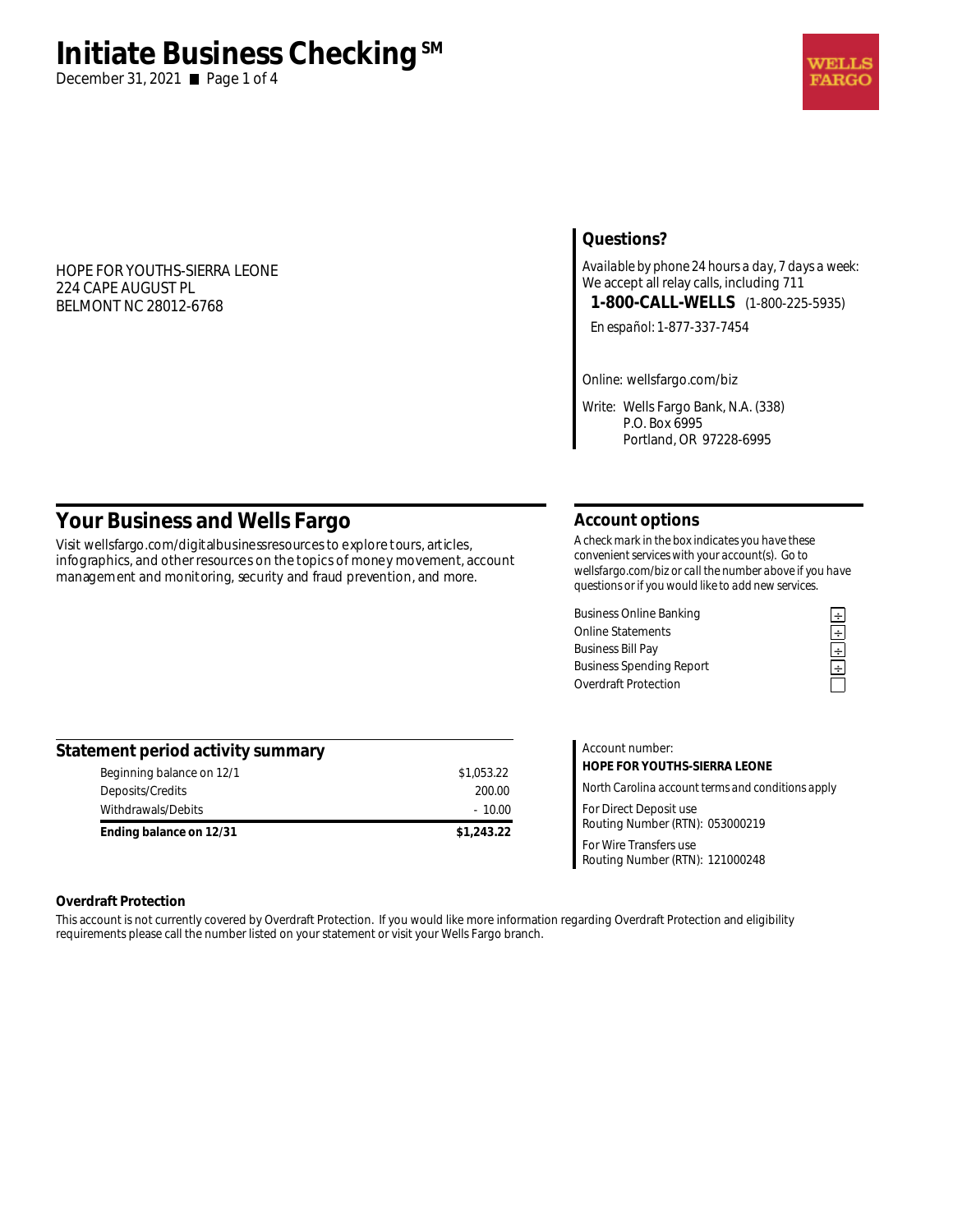# Initiate Business Checking SM

December 31, 2021

HOPE FOR YOUTHS-SIERRA LEONE
224 CAPE AUGUST PL
BELMONT NC 28012-6768

## Questions?

*Available by phone 24 hours a day, 7 days a week:*
We accept all relay calls, including 711

**1-800-CALL-WELLS** (1-800-225-5935)

*En español:* 1-877-337-7454

Online: wellsfargo.com/biz

Write: Wells Fargo Bank, N.A. (338)
P.O. Box 6995
Portland, OR 97228-6995

## Your Business and Wells Fargo

Visit wellsfargo.com/digitalbusinessresources to explore tours, articles, infographics, and other resources on the topics of money movement, account management and monitoring, security and fraud prevention, and more.

## Account options

*A check mark in the box indicates you have these convenient services with your account(s). Go to wellsfargo.com/biz or call the number above if you have questions or if you would like to add new services.*

| Service | |
|---|---|
| Business Online Banking | ✓ |
| Online Statements | ✓ |
| Business Bill Pay | ✓ |
| Business Spending Report | ✓ |
| Overdraft Protection | |

## Statement period activity summary

| | |
|---|---|
| Beginning balance on 12/1 | $1,053.22 |
| Deposits/Credits | 200.00 |
| Withdrawals/Debits | - 10.00 |
| **Ending balance on 12/31** | **$1,243.22** |

Account number:
**HOPE FOR YOUTHS-SIERRA LEONE**

*North Carolina account terms and conditions apply*

For Direct Deposit use
Routing Number (RTN): 053000219

For Wire Transfers use
Routing Number (RTN): 121000248

**Overdraft Protection**

This account is not currently covered by Overdraft Protection. If you would like more information regarding Overdraft Protection and eligibility requirements please call the number listed on your statement or visit your Wells Fargo branch.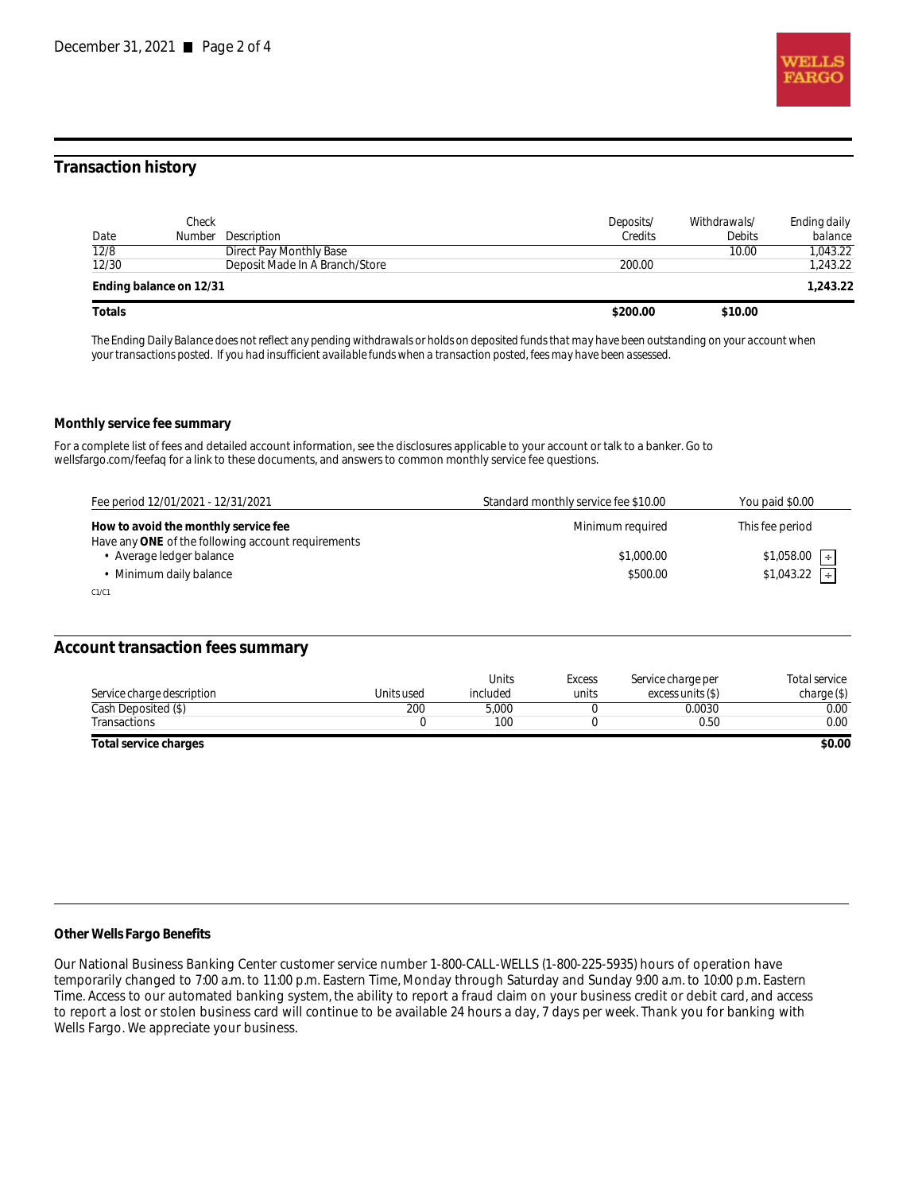## Transaction history

| Date | Check Number | Description | Deposits/ Credits | Withdrawals/ Debits | Ending daily balance |
|---|---|---|---|---|---|
| 12/8 | | Direct Pay Monthly Base | | 10.00 | 1,043.22 |
| 12/30 | | Deposit Made In A Branch/Store | 200.00 | | 1,243.22 |
| **Ending balance on 12/31** | | | | | **1,243.22** |
| **Totals** | | | **$200.00** | **$10.00** | |

*The Ending Daily Balance does not reflect any pending withdrawals or holds on deposited funds that may have been outstanding on your account when your transactions posted. If you had insufficient available funds when a transaction posted, fees may have been assessed.*

### Monthly service fee summary

For a complete list of fees and detailed account information, see the disclosures applicable to your account or talk to a banker. Go to wellsfargo.com/feefaq for a link to these documents, and answers to common monthly service fee questions.

| Fee period 12/01/2021 - 12/31/2021 | Standard monthly service fee $10.00 | You paid $0.00 |
|---|---|---|
| **How to avoid the monthly service fee** | Minimum required | This fee period |
| Have any **ONE** of the following account requirements | | |
| • Average ledger balance | $1,000.00 | $1,058.00 ☑ |
| • Minimum daily balance | $500.00 | $1,043.22 ☑ |

C1/C1

## Account transaction fees summary

| Service charge description | Units used | Units included | Excess units | Service charge per excess units ($) | Total service charge ($) |
|---|---|---|---|---|---|
| Cash Deposited ($) | 200 | 5,000 | 0 | 0.0030 | 0.00 |
| Transactions | 0 | 100 | 0 | 0.50 | 0.00 |
| **Total service charges** | | | | | **$0.00** |

### Other Wells Fargo Benefits

Our National Business Banking Center customer service number 1-800-CALL-WELLS (1-800-225-5935) hours of operation have temporarily changed to 7:00 a.m. to 11:00 p.m. Eastern Time, Monday through Saturday and Sunday 9:00 a.m. to 10:00 p.m. Eastern Time. Access to our automated banking system, the ability to report a fraud claim on your business credit or debit card, and access to report a lost or stolen business card will continue to be available 24 hours a day, 7 days per week. Thank you for banking with Wells Fargo. We appreciate your business.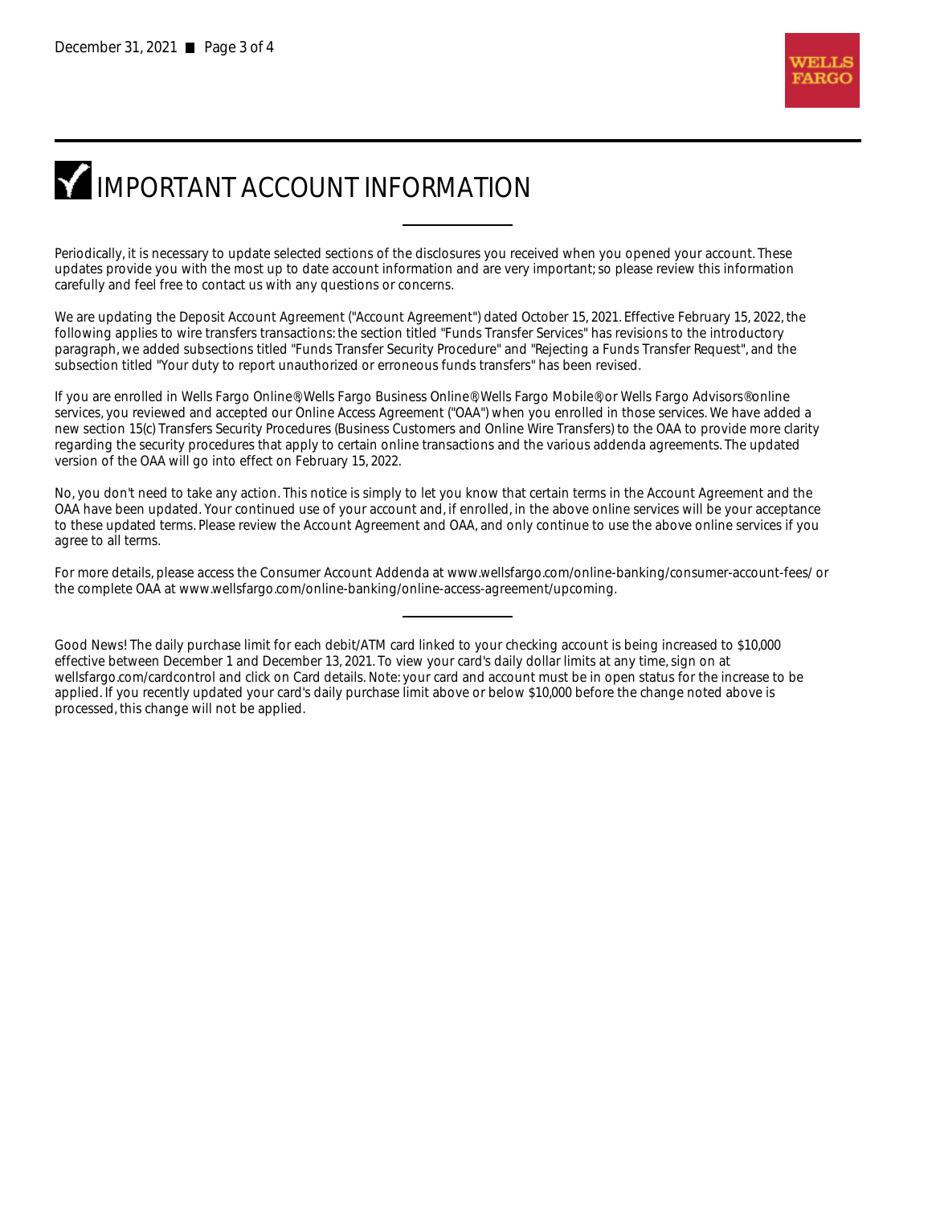# IMPORTANT ACCOUNT INFORMATION

Periodically, it is necessary to update selected sections of the disclosures you received when you opened your account. These updates provide you with the most up to date account information and are very important; so please review this information carefully and feel free to contact us with any questions or concerns.

We are updating the Deposit Account Agreement ("Account Agreement") dated October 15, 2021. Effective February 15, 2022, the following applies to wire transfers transactions: the section titled "Funds Transfer Services" has revisions to the introductory paragraph, we added subsections titled "Funds Transfer Security Procedure" and "Rejecting a Funds Transfer Request", and the subsection titled "Your duty to report unauthorized or erroneous funds transfers" has been revised.

If you are enrolled in Wells Fargo Online®, Wells Fargo Business Online®, Wells Fargo Mobile®, or Wells Fargo Advisors® online services, you reviewed and accepted our Online Access Agreement ("OAA") when you enrolled in those services. We have added a new section 15(c) Transfers Security Procedures (Business Customers and Online Wire Transfers) to the OAA to provide more clarity regarding the security procedures that apply to certain online transactions and the various addenda agreements. The updated version of the OAA will go into effect on February 15, 2022.

No, you don't need to take any action. This notice is simply to let you know that certain terms in the Account Agreement and the OAA have been updated. Your continued use of your account and, if enrolled, in the above online services will be your acceptance to these updated terms. Please review the Account Agreement and OAA, and only continue to use the above online services if you agree to all terms.

For more details, please access the Consumer Account Addenda at www.wellsfargo.com/online-banking/consumer-account-fees/ or the complete OAA at www.wellsfargo.com/online-banking/online-access-agreement/upcoming.

---

Good News! The daily purchase limit for each debit/ATM card linked to your checking account is being increased to $10,000 effective between December 1 and December 13, 2021. To view your card's daily dollar limits at any time, sign on at wellsfargo.com/cardcontrol and click on Card details. Note: your card and account must be in open status for the increase to be applied. If you recently updated your card's daily purchase limit above or below $10,000 before the change noted above is processed, this change will not be applied.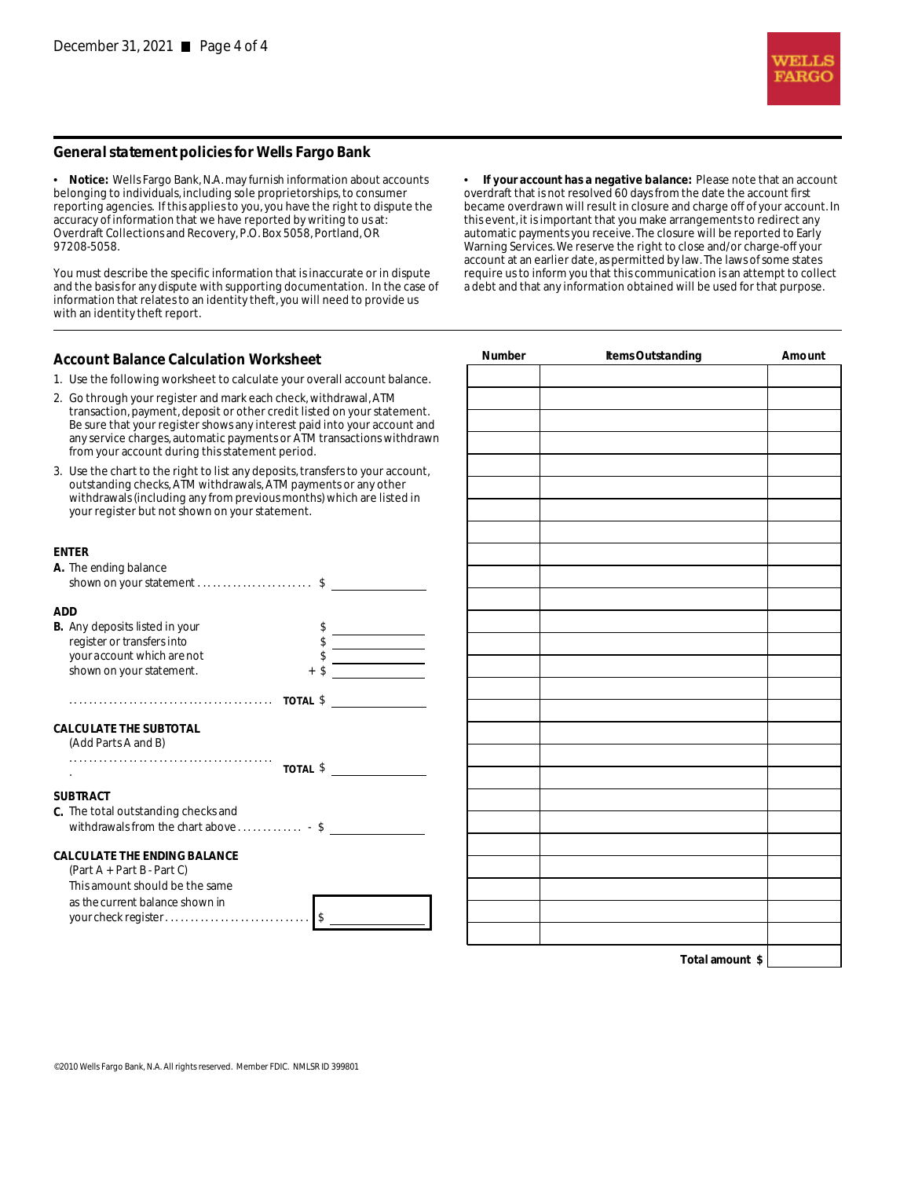## General statement policies for Wells Fargo Bank

- **Notice:** Wells Fargo Bank, N.A. may furnish information about accounts belonging to individuals, including sole proprietorships, to consumer reporting agencies. If this applies to you, you have the right to dispute the accuracy of information that we have reported by writing to us at: Overdraft Collections and Recovery, P.O. Box 5058, Portland, OR 97208-5058.

You must describe the specific information that is inaccurate or in dispute and the basis for any dispute with supporting documentation. In the case of information that relates to an identity theft, you will need to provide us with an identity theft report.

- **If your account has a negative balance:** Please note that an account overdraft that is not resolved 60 days from the date the account first became overdrawn will result in closure and charge off of your account. In this event, it is important that you make arrangements to redirect any automatic payments you receive. The closure will be reported to Early Warning Services. We reserve the right to close and/or charge-off your account at an earlier date, as permitted by law. The laws of some states require us to inform you that this communication is an attempt to collect a debt and that any information obtained will be used for that purpose.

## Account Balance Calculation Worksheet

1. Use the following worksheet to calculate your overall account balance.
2. Go through your register and mark each check, withdrawal, ATM transaction, payment, deposit or other credit listed on your statement. Be sure that your register shows any interest paid into your account and any service charges, automatic payments or ATM transactions withdrawn from your account during this statement period.
3. Use the chart to the right to list any deposits, transfers to your account, outstanding checks, ATM withdrawals, ATM payments or any other withdrawals (including any from previous months) which are listed in your register but not shown on your statement.

**ENTER**

**A.** The ending balance shown on your statement . . . . . . . . . . . . . . . . . . . . . . $ ______________

**ADD**

**B.** Any deposits listed in your register or transfers into your account which are not shown on your statement.

$ ______________
$ ______________
$ ______________
+ $ ______________

. . . . . . . . . . . . . . . . . . . . . . . . . . . . . . . . . . . . . . . . **TOTAL** $ ______________

**CALCULATE THE SUBTOTAL**
(Add Parts A and B)

. . . . . . . . . . . . . . . . . . . . . . . . . . . . . . . . . . . . . . . . **TOTAL** $ ______________

**SUBTRACT**

**C.** The total outstanding checks and withdrawals from the chart above . . . . . . . . . . . . . - $ ______________

**CALCULATE THE ENDING BALANCE**
(Part A + Part B - Part C)
This amount should be the same as the current balance shown in your check register . . . . . . . . . . . . . . . . . . . . . . . . . . . . $ ______________

| Number | Items Outstanding | Amount |
|---|---|---|
| | | |
| | | |
| | | |
| | | |
| | | |
| | | |
| | | |
| | | |
| | | |
| | | |
| | | |
| | | |
| | | |
| | | |
| | | |
| | | |
| | | |
| | | |
| | | |
| | | |
| | | |
| | | |
| | | |
| | | |
| | | |
| | | |
| | **Total amount $** | |

©2010 Wells Fargo Bank, N.A. All rights reserved. Member FDIC. NMLSR ID 399801